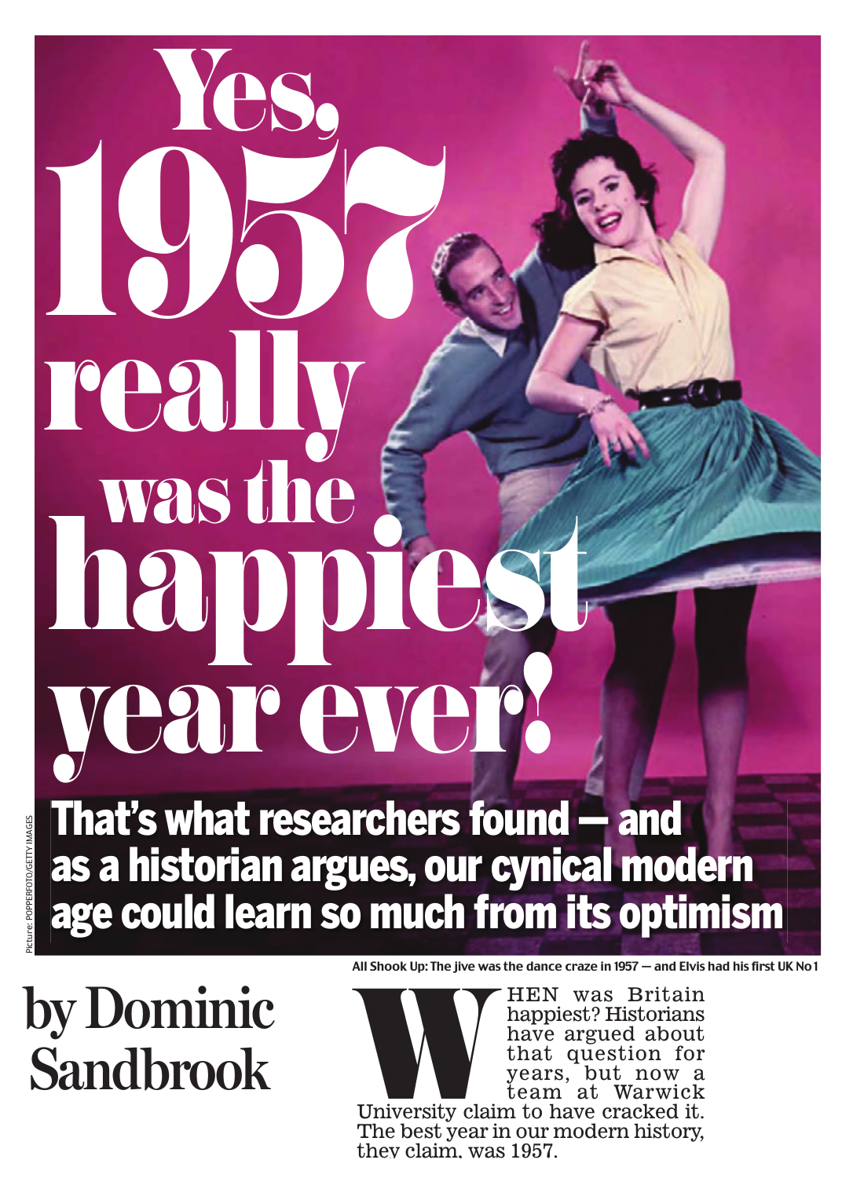# Yes, 1957 really was the happiest year ever!

## That's what researchers found — and as a historian argues, our cynical modern age could learn so much from its optimism

Picture: POPPERFOTO/GETTY IMAGES

All Shook Up: The jive was the dance craze in 1957 — and Elvis had his first UK No 1

**by Dominic Sandbrook**

WHEN was Britain happiest? Historians have argued about that question for years, but now a team at Warwick University claim to have cracked it. The best year in our modern history, they claim, was 1957.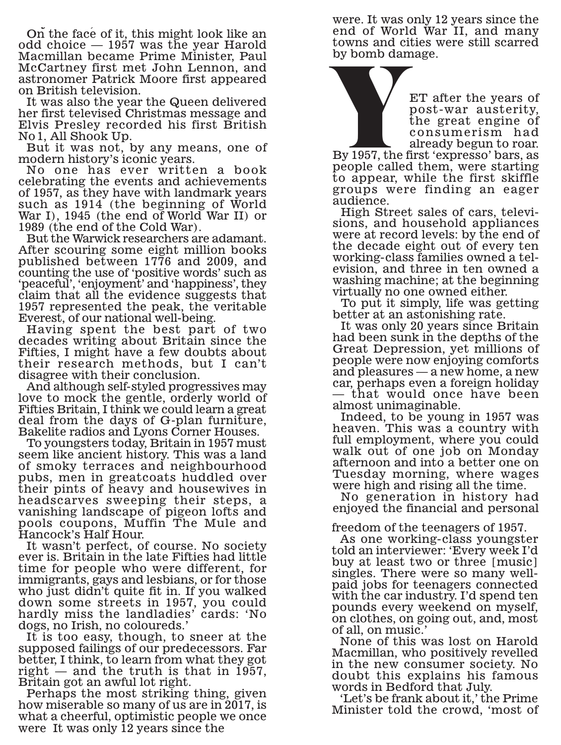On the face of it, this might look like an odd choice — 1957 was the year Harold Macmillan became Prime Minister, Paul McCartney first met John Lennon, and astronomer Patrick Moore first appeared on British television.

It was also the year the Queen delivered her first televised Christmas message and Elvis Presley recorded his first British No 1, All Shook Up.

But it was not, by any means, one of modern history's iconic years.

No one has ever written a book celebrating the events and achievements of 1957, as they have with landmark years such as 1914 (the beginning of World War I), 1945 (the end of World War II) or 1989 (the end of the Cold War).

But the Warwick researchers are adamant. After scouring some eight million books published between 1776 and 2009, and counting the use of 'positive words' such as 'peaceful', 'enjoyment' and 'happiness', they claim that all the evidence suggests that 1957 represented the peak, the veritable Everest, of our national well-being.

Having spent the best part of two decades writing about Britain since the Fifties, I might have a few doubts about their research methods, but I can't disagree with their conclusion.

And although self-styled progressives may love to mock the gentle, orderly world of Fifties Britain, I think we could learn a great deal from the days of G-plan furniture, Bakelite radios and Lyons Corner Houses.

To youngsters today, Britain in 1957 must seem like ancient history. This was a land of smoky terraces and neighbourhood pubs, men in greatcoats huddled over their pints of heavy and housewives in headscarves sweeping their steps, a vanishing landscape of pigeon lofts and pools coupons, Muffin The Mule and Hancock's Half Hour.

It wasn't perfect, of course. No society ever is. Britain in the late Fifties had little time for people who were different, for immigrants, gays and lesbians, or for those who just didn't quite fit in. If you walked down some streets in 1957, you could hardly miss the landladies' cards: 'No dogs, no Irish, no coloureds.'

It is too easy, though, to sneer at the supposed failings of our predecessors. Far better, I think, to learn from what they got right — and the truth is that in 1957, Britain got an awful lot right.

Perhaps the most striking thing, given how miserable so many of us are in 2017, is what a cheerful, optimistic people we once were. It was only 12 years since the end of World War II, and many towns and cities were still scarred by bomb damage.

YET after the years of post-war austerity, the great engine of consumerism had already begun to roar. By 1957, the first 'expresso' bars, as people called them, were starting to appear, while the first skiffle groups were finding an eager audience.

High Street sales of cars, televisions, and household appliances were at record levels: by the end of the decade eight out of every ten working-class families owned a television, and three in ten owned a washing machine; at the beginning virtually no one owned either.

To put it simply, life was getting better at an astonishing rate.

It was only 20 years since Britain had been sunk in the depths of the Great Depression, yet millions of people were now enjoying comforts and pleasures — a new home, a new car, perhaps even a foreign holiday — that would once have been almost unimaginable.

Indeed, to be young in 1957 was heaven. This was a country with full employment, where you could walk out of one job on Monday afternoon and into a better one on Tuesday morning, where wages were high and rising all the time.

No generation in history had enjoyed the financial and personal freedom of the teenagers of 1957.

As one working-class youngster told an interviewer: 'Every week I'd buy at least two or three [music] singles. There were so many well-paid jobs for teenagers connected with the car industry. I'd spend ten pounds every weekend on myself, on clothes, on going out, and, most of all, on music.'

None of this was lost on Harold Macmillan, who positively revelled in the new consumer society. No doubt this explains his famous words in Bedford that July.

'Let's be frank about it,' the Prime Minister told the crowd, 'most of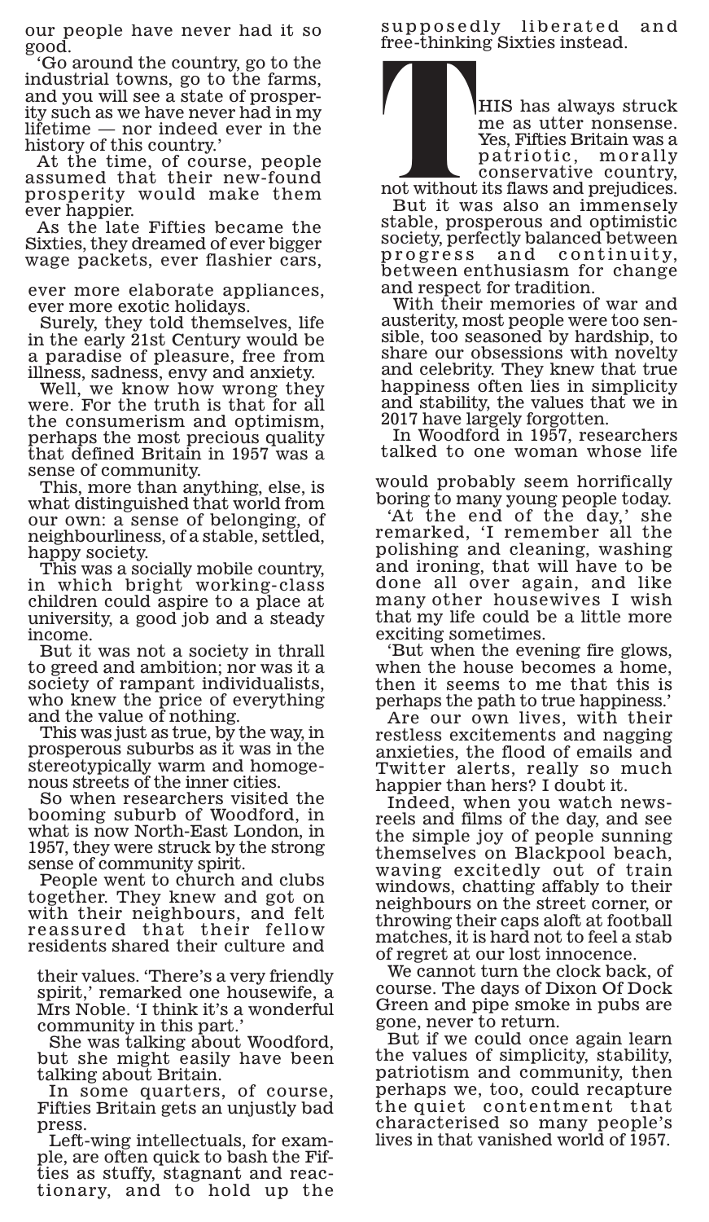our people have never had it so good.

'Go around the country, go to the industrial towns, go to the farms, and you will see a state of prosperity such as we have never had in my lifetime — nor indeed ever in the history of this country.'

At the time, of course, people assumed that their new-found prosperity would make them ever happier.

As the late Fifties became the Sixties, they dreamed of ever bigger wage packets, ever flashier cars, ever more elaborate appliances, ever more exotic holidays.

Surely, they told themselves, life in the early 21st Century would be a paradise of pleasure, free from illness, sadness, envy and anxiety.

Well, we know how wrong they were. For the truth is that for all the consumerism and optimism, perhaps the most precious quality that defined Britain in 1957 was a sense of community.

This, more than anything, else, is what distinguished that world from our own: a sense of belonging, of neighbourliness, of a stable, settled, happy society.

This was a socially mobile country, in which bright working-class children could aspire to a place at university, a good job and a steady income.

But it was not a society in thrall to greed and ambition; nor was it a society of rampant individualists, who knew the price of everything and the value of nothing.

This was just as true, by the way, in prosperous suburbs as it was in the stereotypically warm and homogenous streets of the inner cities.

So when researchers visited the booming suburb of Woodford, in what is now North-East London, in 1957, they were struck by the strong sense of community spirit.

People went to church and clubs together. They knew and got on with their neighbours, and felt reassured that their fellow residents shared their culture and their values. 'There's a very friendly spirit,' remarked one housewife, a Mrs Noble. 'I think it's a wonderful community in this part.'

She was talking about Woodford, but she might easily have been talking about Britain.

In some quarters, of course, Fifties Britain gets an unjustly bad press.

Left-wing intellectuals, for example, are often quick to bash the Fifties as stuffy, stagnant and reactionary, and to hold up the supposedly liberated and free-thinking Sixties instead.

THIS has always struck me as utter nonsense. Yes, Fifties Britain was a patriotic, morally conservative country, not without its flaws and prejudices.

But it was also an immensely stable, prosperous and optimistic society, perfectly balanced between progress and continuity, between enthusiasm for change and respect for tradition.

With their memories of war and austerity, most people were too sensible, too seasoned by hardship, to share our obsessions with novelty and celebrity. They knew that true happiness often lies in simplicity and stability, the values that we in 2017 have largely forgotten.

In Woodford in 1957, researchers talked to one woman whose life would probably seem horrifically boring to many young people today.

'At the end of the day,' she remarked, 'I remember all the polishing and cleaning, washing and ironing, that will have to be done all over again, and like many other housewives I wish that my life could be a little more exciting sometimes.

'But when the evening fire glows, when the house becomes a home, then it seems to me that this is perhaps the path to true happiness.'

Are our own lives, with their restless excitements and nagging anxieties, the flood of emails and Twitter alerts, really so much happier than hers? I doubt it.

Indeed, when you watch newsreels and films of the day, and see the simple joy of people sunning themselves on Blackpool beach, waving excitedly out of train windows, chatting affably to their neighbours on the street corner, or throwing their caps aloft at football matches, it is hard not to feel a stab of regret at our lost innocence.

We cannot turn the clock back, of course. The days of Dixon Of Dock Green and pipe smoke in pubs are gone, never to return.

But if we could once again learn the values of simplicity, stability, patriotism and community, then perhaps we, too, could recapture the quiet contentment that characterised so many people's lives in that vanished world of 1957.